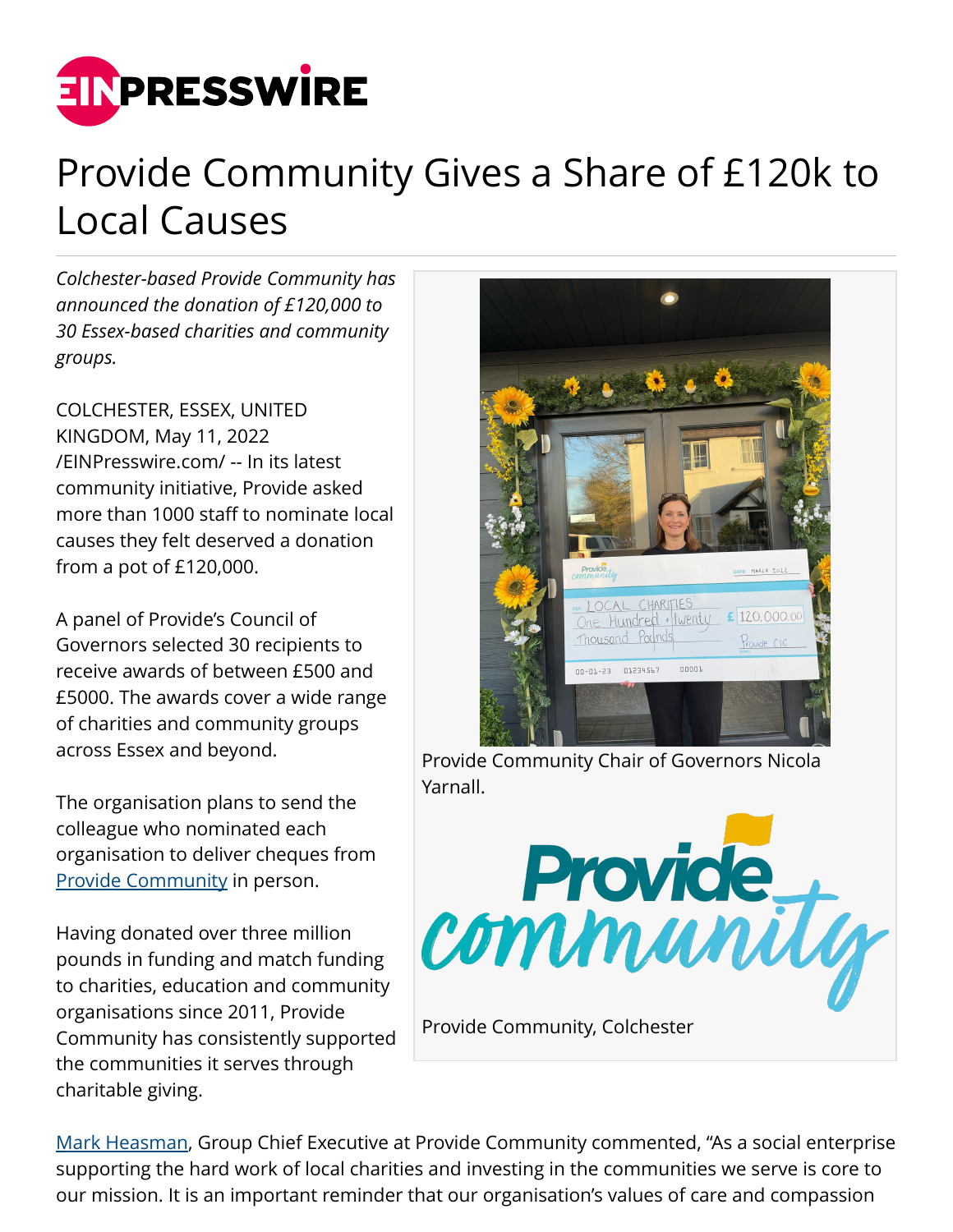# Provide Community Gives a Share of £120k to Local Causes

*Colchester-based Provide Community has announced the donation of £120,000 to 30 Essex-based charities and community groups.*

COLCHESTER, ESSEX, UNITED KINGDOM, May 11, 2022 /EINPresswire.com/ -- In its latest community initiative, Provide asked more than 1000 staff to nominate local causes they felt deserved a donation from a pot of £120,000.

A panel of Provide's Council of Governors selected 30 recipients to receive awards of between £500 and £5000. The awards cover a wide range of charities and community groups across Essex and beyond.

The organisation plans to send the colleague who nominated each organisation to deliver cheques from Provide Community in person.

Having donated over three million pounds in funding and match funding to charities, education and community organisations since 2011, Provide Community has consistently supported the communities it serves through charitable giving.

Provide Community Chair of Governors Nicola Yarnall.

Provide Community, Colchester

Mark Heasman, Group Chief Executive at Provide Community commented, "As a social enterprise supporting the hard work of local charities and investing in the communities we serve is core to our mission. It is an important reminder that our organisation's values of care and compassion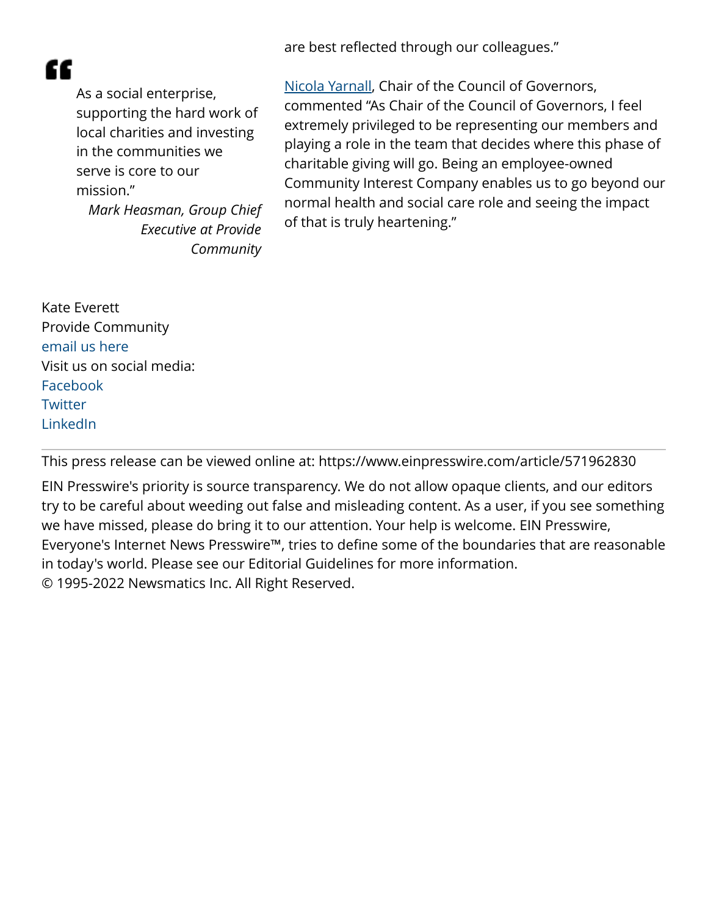> As a social enterprise, supporting the hard work of local charities and investing in the communities we serve is core to our mission.”
>
> *Mark Heasman, Group Chief Executive at Provide Community*

are best reflected through our colleagues.”

Nicola Yarnall, Chair of the Council of Governors, commented “As Chair of the Council of Governors, I feel extremely privileged to be representing our members and playing a role in the team that decides where this phase of charitable giving will go. Being an employee-owned Community Interest Company enables us to go beyond our normal health and social care role and seeing the impact of that is truly heartening.”

Kate Everett
Provide Community
email us here
Visit us on social media:
Facebook
Twitter
LinkedIn

---

This press release can be viewed online at: https://www.einpresswire.com/article/571962830

EIN Presswire's priority is source transparency. We do not allow opaque clients, and our editors try to be careful about weeding out false and misleading content. As a user, if you see something we have missed, please do bring it to our attention. Your help is welcome. EIN Presswire, Everyone's Internet News Presswire™, tries to define some of the boundaries that are reasonable in today's world. Please see our Editorial Guidelines for more information.
© 1995-2022 Newsmatics Inc. All Right Reserved.